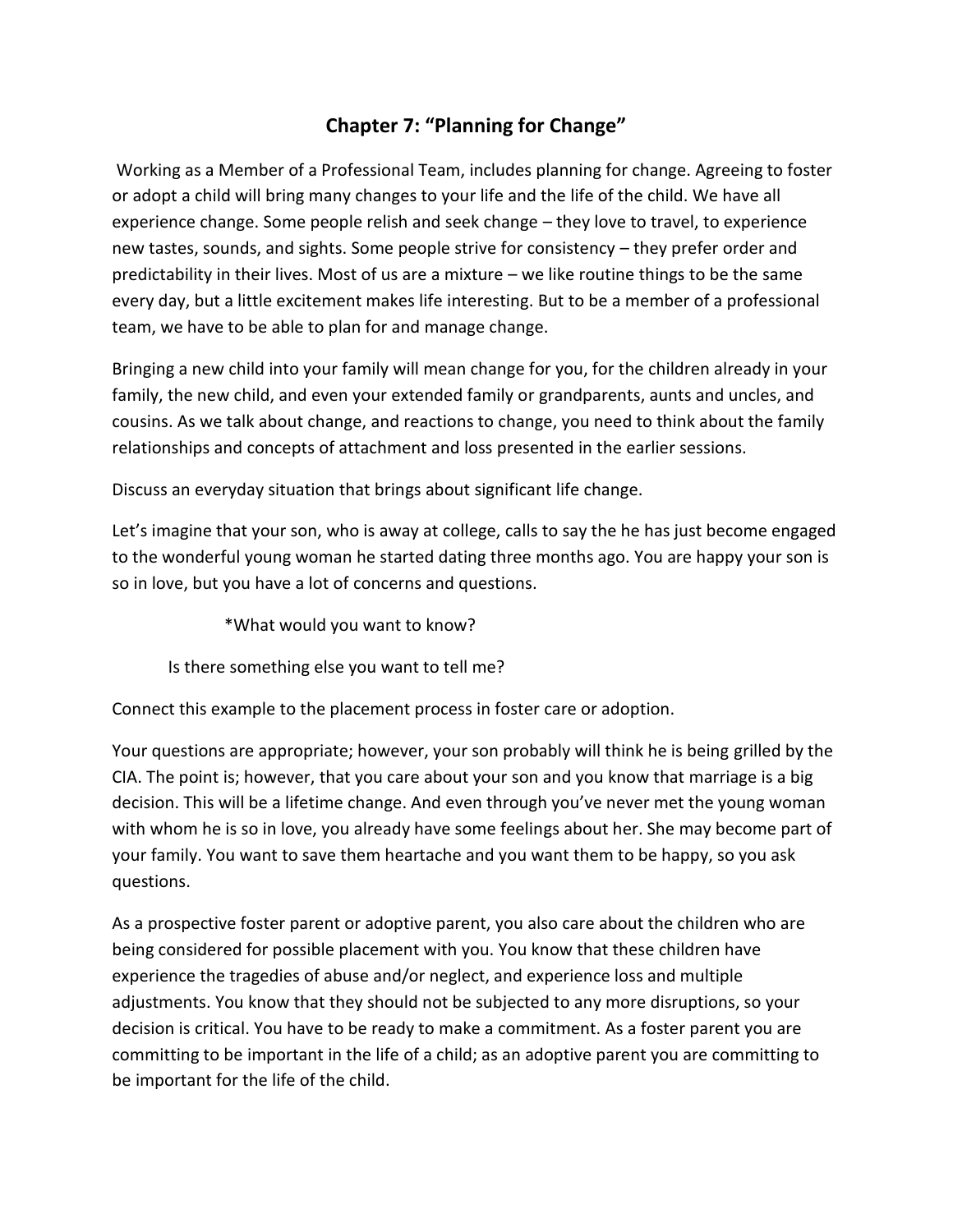# Chapter 7: "Planning for Change"

Working as a Member of a Professional Team, includes planning for change. Agreeing to foster or adopt a child will bring many changes to your life and the life of the child. We have all experience change. Some people relish and seek change – they love to travel, to experience new tastes, sounds, and sights. Some people strive for consistency – they prefer order and predictability in their lives. Most of us are a mixture – we like routine things to be the same every day, but a little excitement makes life interesting. But to be a member of a professional team, we have to be able to plan for and manage change.

Bringing a new child into your family will mean change for you, for the children already in your family, the new child, and even your extended family or grandparents, aunts and uncles, and cousins. As we talk about change, and reactions to change, you need to think about the family relationships and concepts of attachment and loss presented in the earlier sessions.

Discuss an everyday situation that brings about significant life change.

Let's imagine that your son, who is away at college, calls to say the he has just become engaged to the wonderful young woman he started dating three months ago. You are happy your son is so in love, but you have a lot of concerns and questions.

*What would you want to know?

Is there something else you want to tell me?

Connect this example to the placement process in foster care or adoption.

Your questions are appropriate; however, your son probably will think he is being grilled by the CIA. The point is; however, that you care about your son and you know that marriage is a big decision. This will be a lifetime change. And even through you've never met the young woman with whom he is so in love, you already have some feelings about her. She may become part of your family. You want to save them heartache and you want them to be happy, so you ask questions.

As a prospective foster parent or adoptive parent, you also care about the children who are being considered for possible placement with you. You know that these children have experience the tragedies of abuse and/or neglect, and experience loss and multiple adjustments. You know that they should not be subjected to any more disruptions, so your decision is critical. You have to be ready to make a commitment. As a foster parent you are committing to be important in the life of a child; as an adoptive parent you are committing to be important for the life of the child.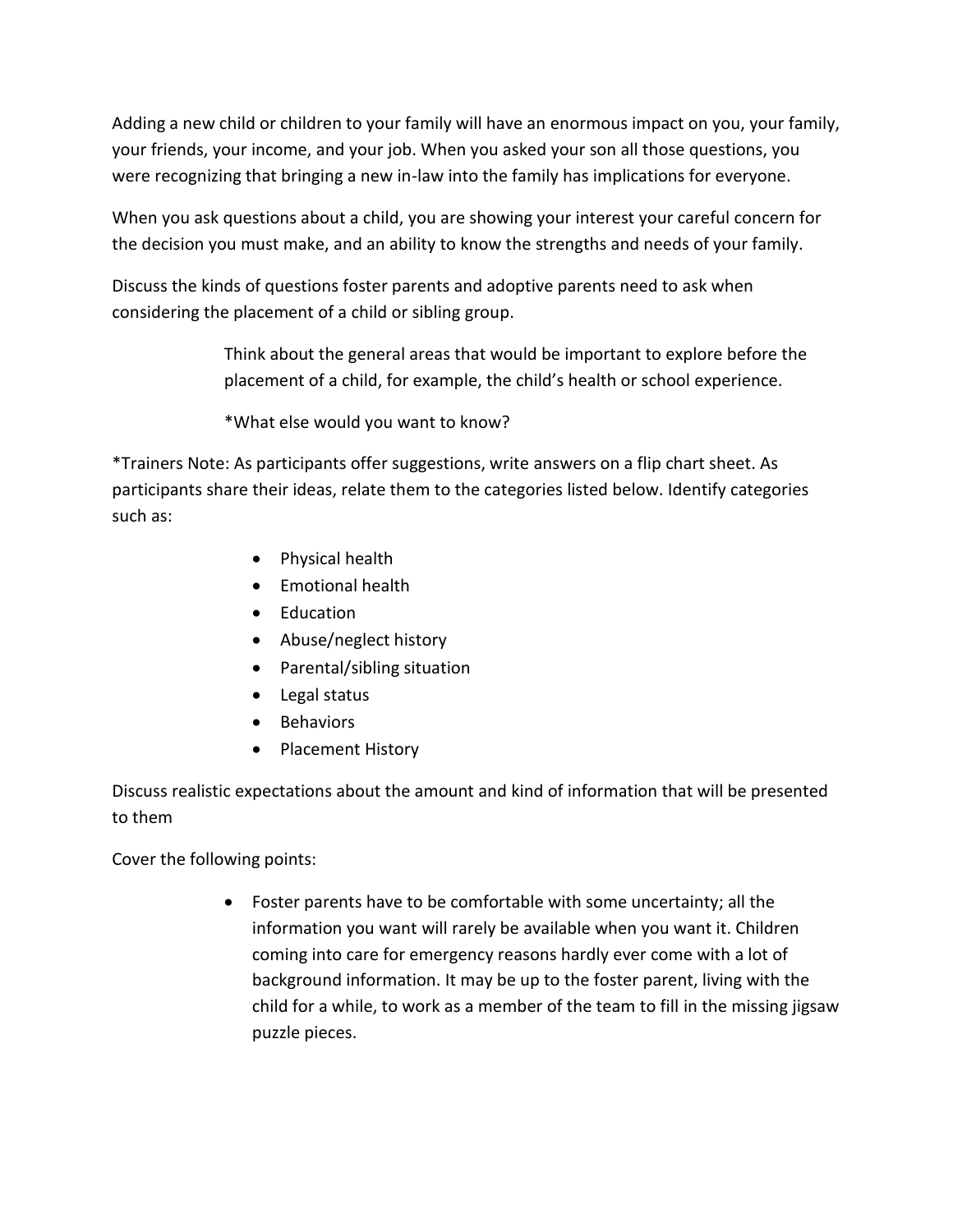Adding a new child or children to your family will have an enormous impact on you, your family, your friends, your income, and your job. When you asked your son all those questions, you were recognizing that bringing a new in-law into the family has implications for everyone.

When you ask questions about a child, you are showing your interest your careful concern for the decision you must make, and an ability to know the strengths and needs of your family.

Discuss the kinds of questions foster parents and adoptive parents need to ask when considering the placement of a child or sibling group.

> Think about the general areas that would be important to explore before the placement of a child, for example, the child's health or school experience.
>
> *What else would you want to know?

*Trainers Note: As participants offer suggestions, write answers on a flip chart sheet. As participants share their ideas, relate them to the categories listed below. Identify categories such as:

- Physical health
- Emotional health
- Education
- Abuse/neglect history
- Parental/sibling situation
- Legal status
- Behaviors
- Placement History

Discuss realistic expectations about the amount and kind of information that will be presented to them

Cover the following points:

- Foster parents have to be comfortable with some uncertainty; all the information you want will rarely be available when you want it. Children coming into care for emergency reasons hardly ever come with a lot of background information. It may be up to the foster parent, living with the child for a while, to work as a member of the team to fill in the missing jigsaw puzzle pieces.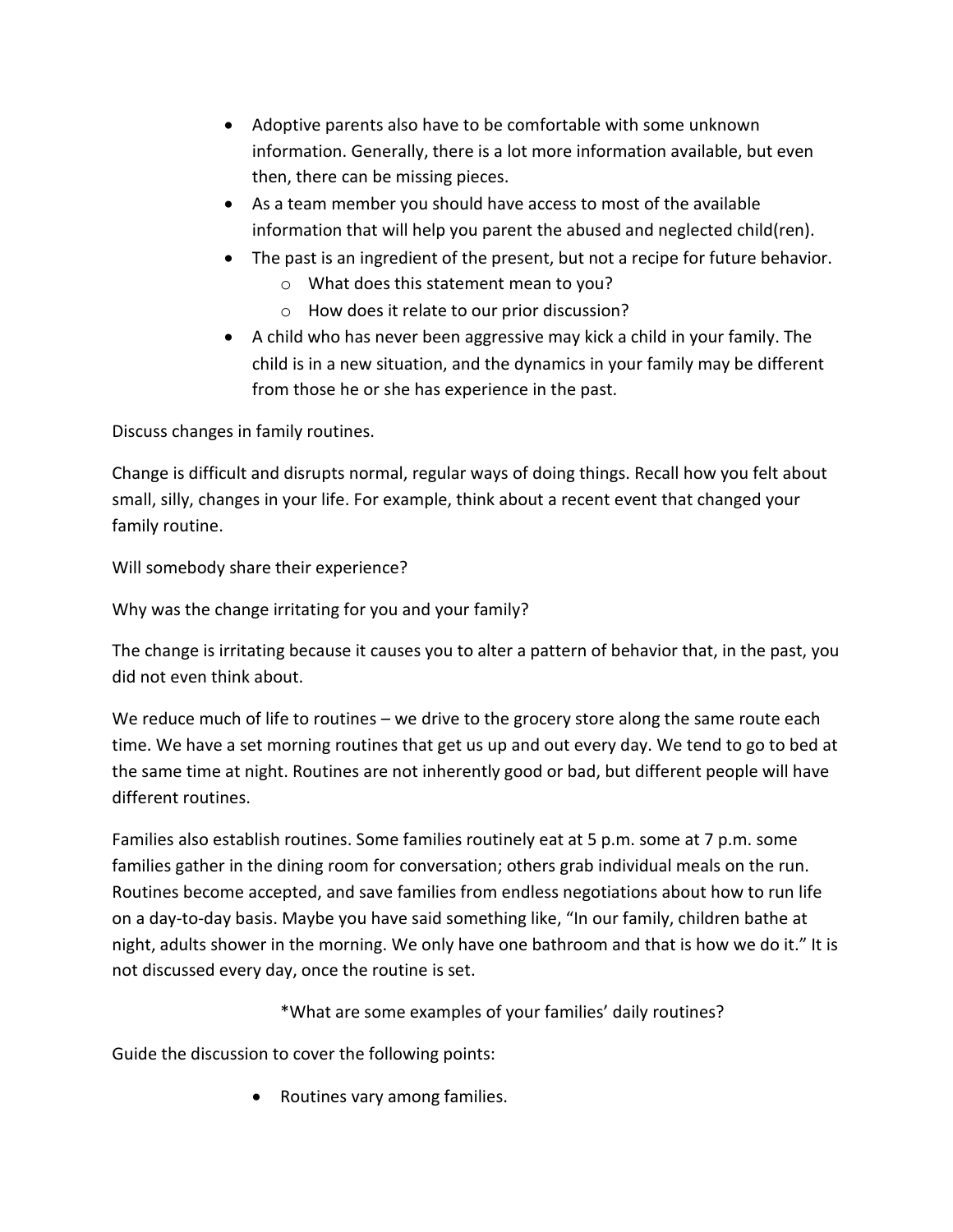- Adoptive parents also have to be comfortable with some unknown information. Generally, there is a lot more information available, but even then, there can be missing pieces.
- As a team member you should have access to most of the available information that will help you parent the abused and neglected child(ren).
- The past is an ingredient of the present, but not a recipe for future behavior.
  - What does this statement mean to you?
  - How does it relate to our prior discussion?
- A child who has never been aggressive may kick a child in your family. The child is in a new situation, and the dynamics in your family may be different from those he or she has experience in the past.

Discuss changes in family routines.

Change is difficult and disrupts normal, regular ways of doing things. Recall how you felt about small, silly, changes in your life. For example, think about a recent event that changed your family routine.

Will somebody share their experience?

Why was the change irritating for you and your family?

The change is irritating because it causes you to alter a pattern of behavior that, in the past, you did not even think about.

We reduce much of life to routines – we drive to the grocery store along the same route each time. We have a set morning routines that get us up and out every day. We tend to go to bed at the same time at night. Routines are not inherently good or bad, but different people will have different routines.

Families also establish routines. Some families routinely eat at 5 p.m. some at 7 p.m. some families gather in the dining room for conversation; others grab individual meals on the run. Routines become accepted, and save families from endless negotiations about how to run life on a day-to-day basis. Maybe you have said something like, "In our family, children bathe at night, adults shower in the morning. We only have one bathroom and that is how we do it." It is not discussed every day, once the routine is set.

*What are some examples of your families' daily routines?

Guide the discussion to cover the following points:

- Routines vary among families.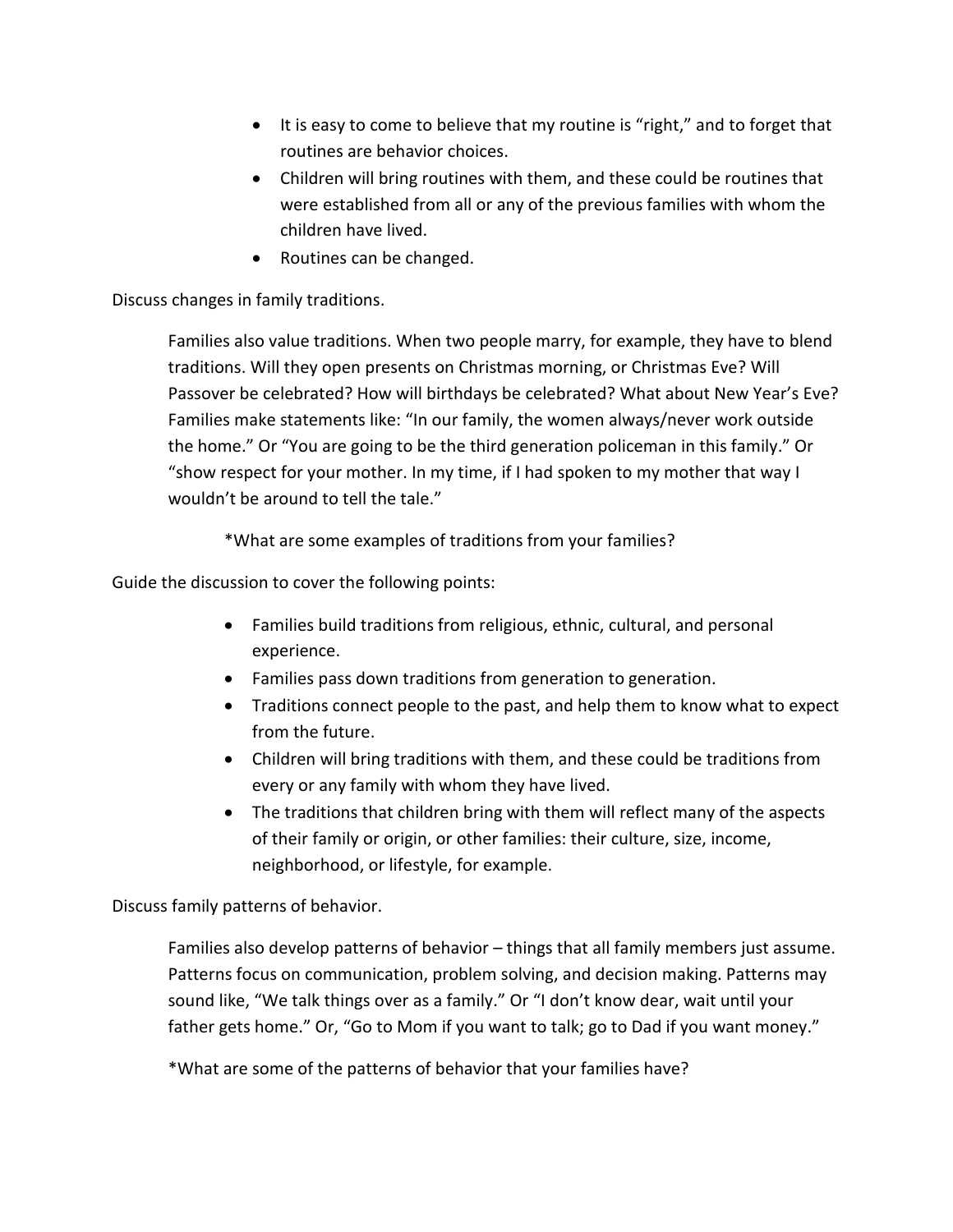- It is easy to come to believe that my routine is "right," and to forget that routines are behavior choices.
- Children will bring routines with them, and these could be routines that were established from all or any of the previous families with whom the children have lived.
- Routines can be changed.

Discuss changes in family traditions.

> Families also value traditions. When two people marry, for example, they have to blend traditions. Will they open presents on Christmas morning, or Christmas Eve? Will Passover be celebrated? How will birthdays be celebrated? What about New Year's Eve? Families make statements like: "In our family, the women always/never work outside the home." Or "You are going to be the third generation policeman in this family." Or "show respect for your mother. In my time, if I had spoken to my mother that way I wouldn't be around to tell the tale."
>
> *What are some examples of traditions from your families?

Guide the discussion to cover the following points:

- Families build traditions from religious, ethnic, cultural, and personal experience.
- Families pass down traditions from generation to generation.
- Traditions connect people to the past, and help them to know what to expect from the future.
- Children will bring traditions with them, and these could be traditions from every or any family with whom they have lived.
- The traditions that children bring with them will reflect many of the aspects of their family or origin, or other families: their culture, size, income, neighborhood, or lifestyle, for example.

Discuss family patterns of behavior.

> Families also develop patterns of behavior – things that all family members just assume. Patterns focus on communication, problem solving, and decision making. Patterns may sound like, "We talk things over as a family." Or "I don't know dear, wait until your father gets home." Or, "Go to Mom if you want to talk; go to Dad if you want money."
>
> *What are some of the patterns of behavior that your families have?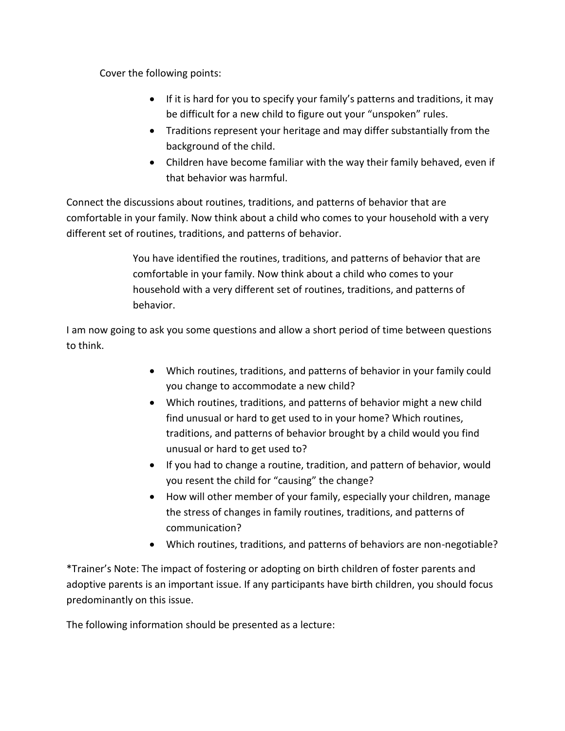Cover the following points:

- If it is hard for you to specify your family's patterns and traditions, it may be difficult for a new child to figure out your "unspoken" rules.
- Traditions represent your heritage and may differ substantially from the background of the child.
- Children have become familiar with the way their family behaved, even if that behavior was harmful.

Connect the discussions about routines, traditions, and patterns of behavior that are comfortable in your family. Now think about a child who comes to your household with a very different set of routines, traditions, and patterns of behavior.

> You have identified the routines, traditions, and patterns of behavior that are comfortable in your family. Now think about a child who comes to your household with a very different set of routines, traditions, and patterns of behavior.

I am now going to ask you some questions and allow a short period of time between questions to think.

- Which routines, traditions, and patterns of behavior in your family could you change to accommodate a new child?
- Which routines, traditions, and patterns of behavior might a new child find unusual or hard to get used to in your home? Which routines, traditions, and patterns of behavior brought by a child would you find unusual or hard to get used to?
- If you had to change a routine, tradition, and pattern of behavior, would you resent the child for "causing" the change?
- How will other member of your family, especially your children, manage the stress of changes in family routines, traditions, and patterns of communication?
- Which routines, traditions, and patterns of behaviors are non-negotiable?

*Trainer's Note: The impact of fostering or adopting on birth children of foster parents and adoptive parents is an important issue. If any participants have birth children, you should focus predominantly on this issue.

The following information should be presented as a lecture: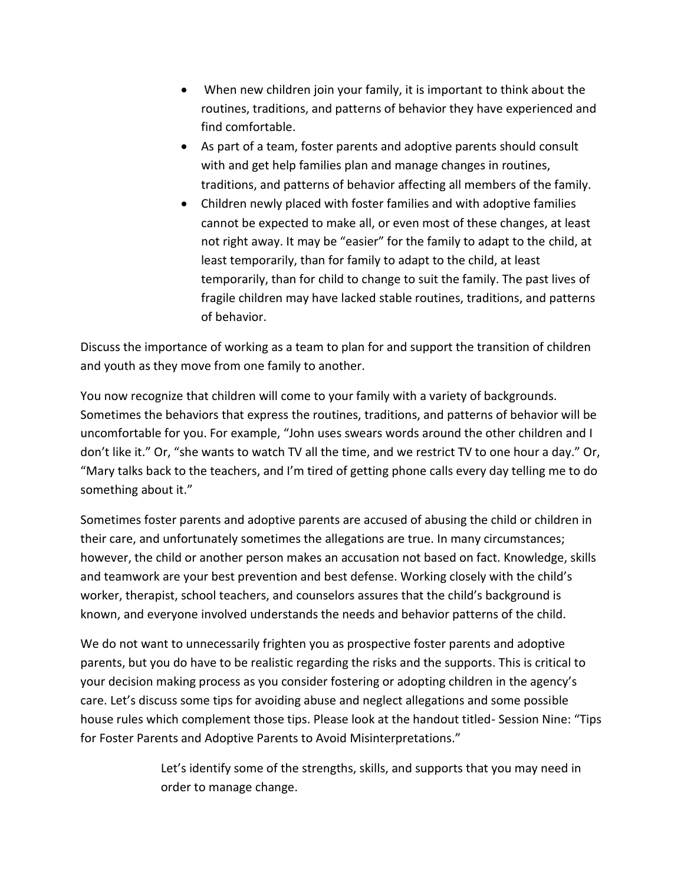- When new children join your family, it is important to think about the routines, traditions, and patterns of behavior they have experienced and find comfortable.
- As part of a team, foster parents and adoptive parents should consult with and get help families plan and manage changes in routines, traditions, and patterns of behavior affecting all members of the family.
- Children newly placed with foster families and with adoptive families cannot be expected to make all, or even most of these changes, at least not right away. It may be "easier" for the family to adapt to the child, at least temporarily, than for family to adapt to the child, at least temporarily, than for child to change to suit the family. The past lives of fragile children may have lacked stable routines, traditions, and patterns of behavior.

Discuss the importance of working as a team to plan for and support the transition of children and youth as they move from one family to another.

You now recognize that children will come to your family with a variety of backgrounds. Sometimes the behaviors that express the routines, traditions, and patterns of behavior will be uncomfortable for you. For example, "John uses swears words around the other children and I don't like it." Or, "she wants to watch TV all the time, and we restrict TV to one hour a day." Or, "Mary talks back to the teachers, and I'm tired of getting phone calls every day telling me to do something about it."

Sometimes foster parents and adoptive parents are accused of abusing the child or children in their care, and unfortunately sometimes the allegations are true. In many circumstances; however, the child or another person makes an accusation not based on fact. Knowledge, skills and teamwork are your best prevention and best defense. Working closely with the child's worker, therapist, school teachers, and counselors assures that the child's background is known, and everyone involved understands the needs and behavior patterns of the child.

We do not want to unnecessarily frighten you as prospective foster parents and adoptive parents, but you do have to be realistic regarding the risks and the supports. This is critical to your decision making process as you consider fostering or adopting children in the agency's care. Let's discuss some tips for avoiding abuse and neglect allegations and some possible house rules which complement those tips. Please look at the handout titled- Session Nine: "Tips for Foster Parents and Adoptive Parents to Avoid Misinterpretations."

> Let's identify some of the strengths, skills, and supports that you may need in order to manage change.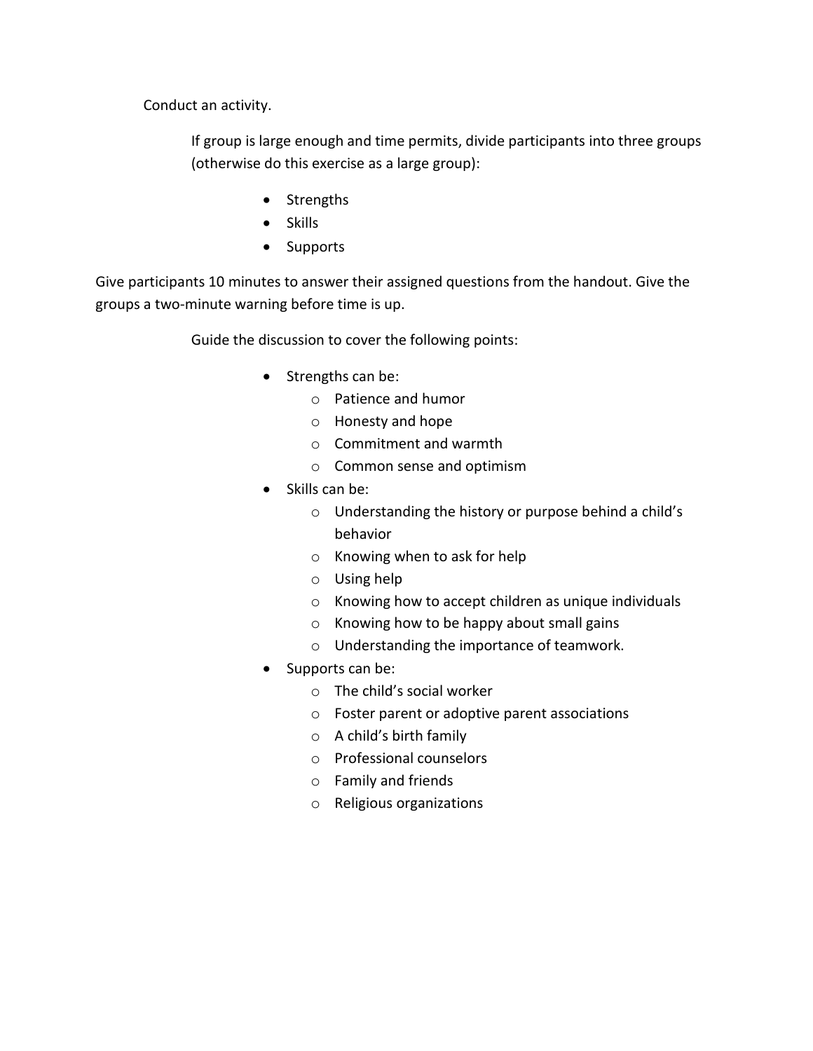Conduct an activity.

If group is large enough and time permits, divide participants into three groups (otherwise do this exercise as a large group):

- Strengths
- Skills
- Supports

Give participants 10 minutes to answer their assigned questions from the handout. Give the groups a two-minute warning before time is up.

Guide the discussion to cover the following points:

- Strengths can be:
  - Patience and humor
  - Honesty and hope
  - Commitment and warmth
  - Common sense and optimism
- Skills can be:
  - Understanding the history or purpose behind a child's behavior
  - Knowing when to ask for help
  - Using help
  - Knowing how to accept children as unique individuals
  - Knowing how to be happy about small gains
  - Understanding the importance of teamwork.
- Supports can be:
  - The child's social worker
  - Foster parent or adoptive parent associations
  - A child's birth family
  - Professional counselors
  - Family and friends
  - Religious organizations